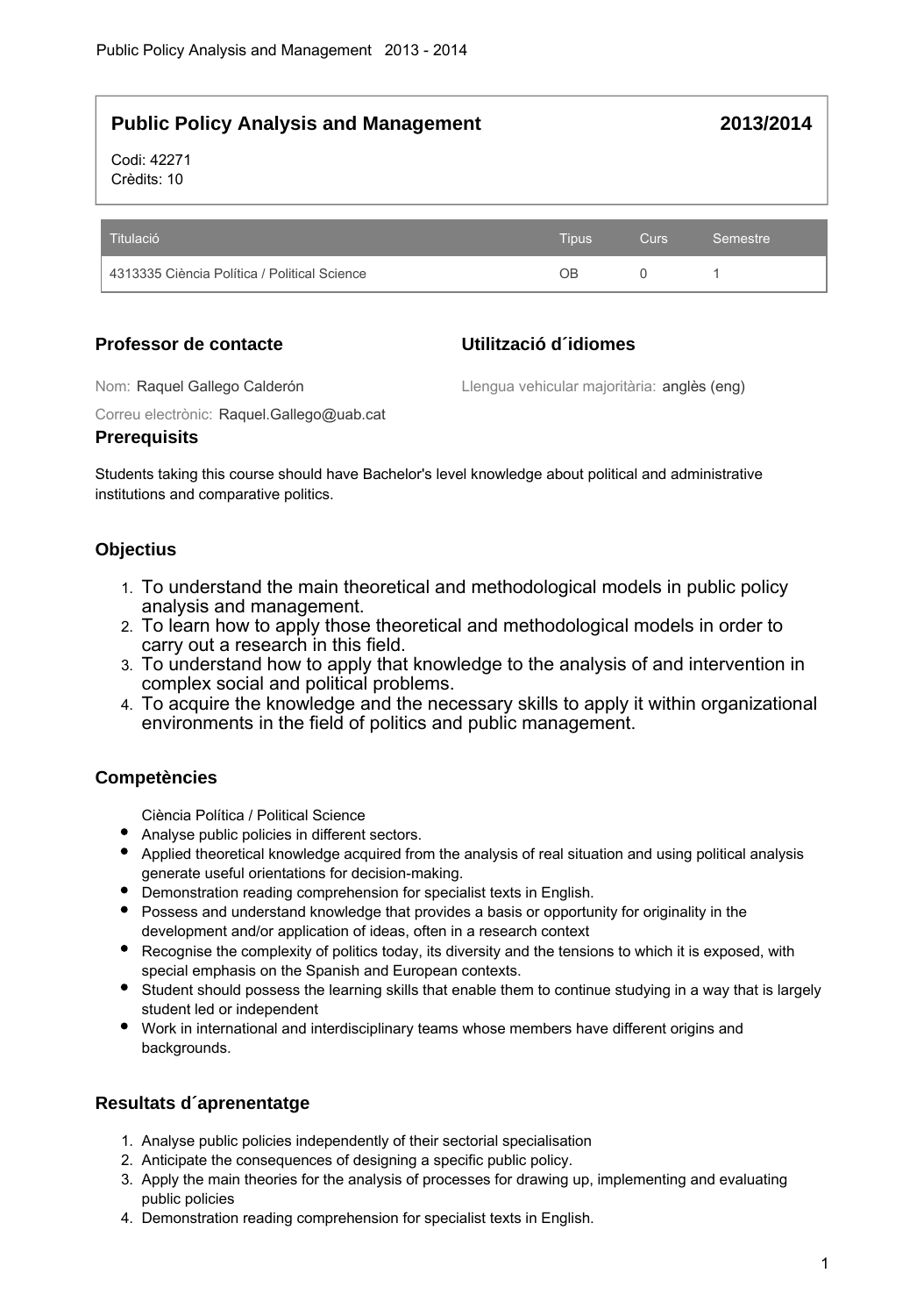## Public Policy Analysis and Management 2013/2014

Codi: 42271
Crèdits: 10

| Titulació | Tipus | Curs | Semestre |
|---|---|---|---|
| 4313335 Ciència Política / Political Science | OB | 0 | 1 |

### Professor de contacte

Nom: Raquel Gallego Calderón

Correu electrònic: Raquel.Gallego@uab.cat

### Utilització d´idiomes

Llengua vehicular majoritària: anglès (eng)

### Prerequisits

Students taking this course should have Bachelor's level knowledge about political and administrative institutions and comparative politics.

### Objectius

1. To understand the main theoretical and methodological models in public policy analysis and management.
2. To learn how to apply those theoretical and methodological models in order to carry out a research in this field.
3. To understand how to apply that knowledge to the analysis of and intervention in complex social and political problems.
4. To acquire the knowledge and the necessary skills to apply it within organizational environments in the field of politics and public management.

### Competències

Ciència Política / Political Science

- Analyse public policies in different sectors.
- Applied theoretical knowledge acquired from the analysis of real situation and using political analysis generate useful orientations for decision-making.
- Demonstration reading comprehension for specialist texts in English.
- Possess and understand knowledge that provides a basis or opportunity for originality in the development and/or application of ideas, often in a research context
- Recognise the complexity of politics today, its diversity and the tensions to which it is exposed, with special emphasis on the Spanish and European contexts.
- Student should possess the learning skills that enable them to continue studying in a way that is largely student led or independent
- Work in international and interdisciplinary teams whose members have different origins and backgrounds.

### Resultats d´aprenentatge

1. Analyse public policies independently of their sectorial specialisation
2. Anticipate the consequences of designing a specific public policy.
3. Apply the main theories for the analysis of processes for drawing up, implementing and evaluating public policies
4. Demonstration reading comprehension for specialist texts in English.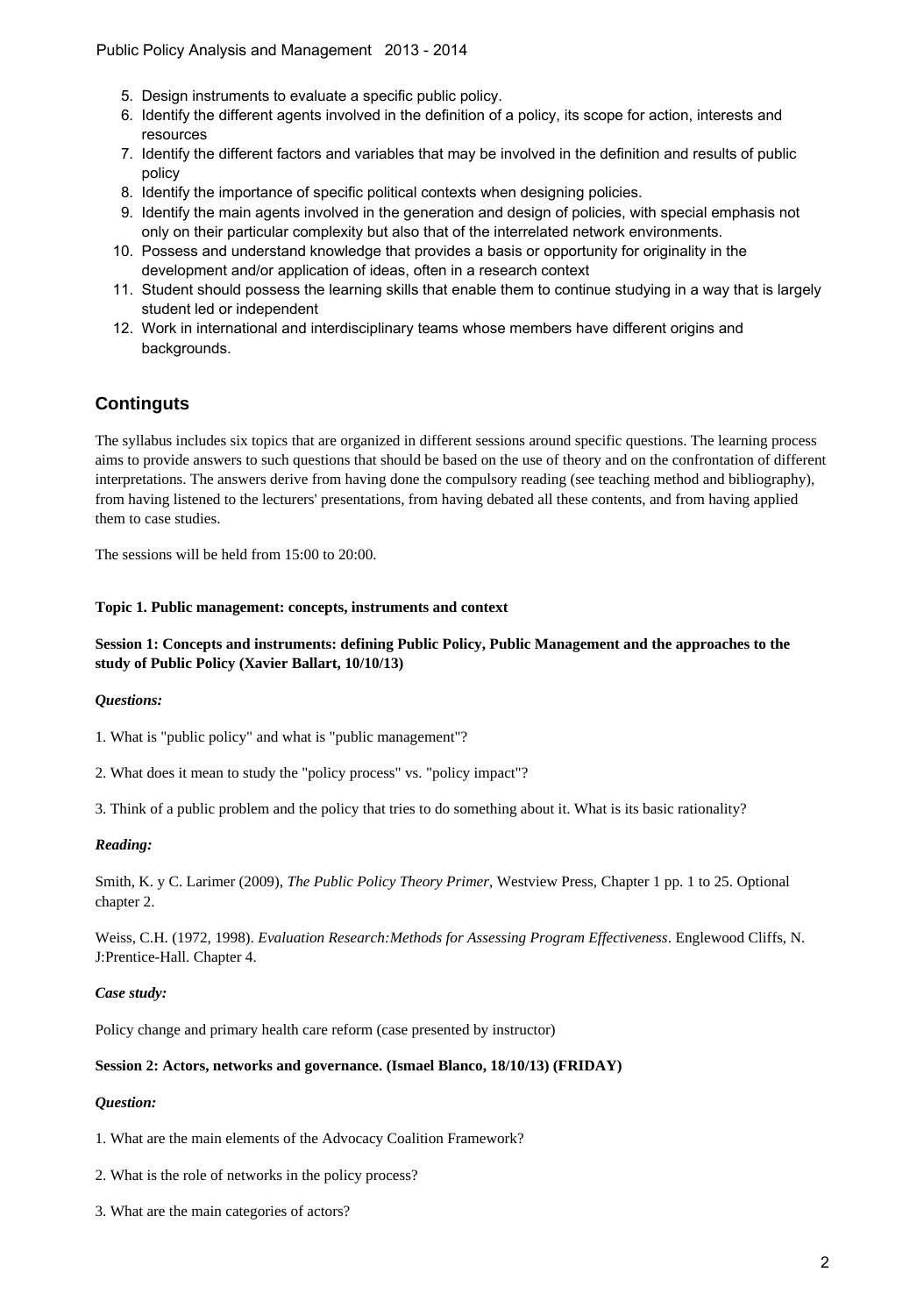5. Design instruments to evaluate a specific public policy.
6. Identify the different agents involved in the definition of a policy, its scope for action, interests and resources
7. Identify the different factors and variables that may be involved in the definition and results of public policy
8. Identify the importance of specific political contexts when designing policies.
9. Identify the main agents involved in the generation and design of policies, with special emphasis not only on their particular complexity but also that of the interrelated network environments.
10. Possess and understand knowledge that provides a basis or opportunity for originality in the development and/or application of ideas, often in a research context
11. Student should possess the learning skills that enable them to continue studying in a way that is largely student led or independent
12. Work in international and interdisciplinary teams whose members have different origins and backgrounds.

## Continguts

The syllabus includes six topics that are organized in different sessions around specific questions. The learning process aims to provide answers to such questions that should be based on the use of theory and on the confrontation of different interpretations. The answers derive from having done the compulsory reading (see teaching method and bibliography), from having listened to the lecturers' presentations, from having debated all these contents, and from having applied them to case studies.

The sessions will be held from 15:00 to 20:00.

**Topic 1. Public management: concepts, instruments and context**

**Session 1: Concepts and instruments: defining Public Policy, Public Management and the approaches to the study of Public Policy (Xavier Ballart, 10/10/13)**

***Questions:***

1. What is "public policy" and what is "public management"?

2. What does it mean to study the "policy process" vs. "policy impact"?

3. Think of a public problem and the policy that tries to do something about it. What is its basic rationality?

***Reading:***

Smith, K. y C. Larimer (2009), *The Public Policy Theory Primer*, Westview Press, Chapter 1 pp. 1 to 25. Optional chapter 2.

Weiss, C.H. (1972, 1998). *Evaluation Research:Methods for Assessing Program Effectiveness*. Englewood Cliffs, N. J:Prentice-Hall. Chapter 4.

***Case study:***

Policy change and primary health care reform (case presented by instructor)

**Session 2: Actors, networks and governance. (Ismael Blanco, 18/10/13) (FRIDAY)**

***Question:***

1. What are the main elements of the Advocacy Coalition Framework?

2. What is the role of networks in the policy process?

3. What are the main categories of actors?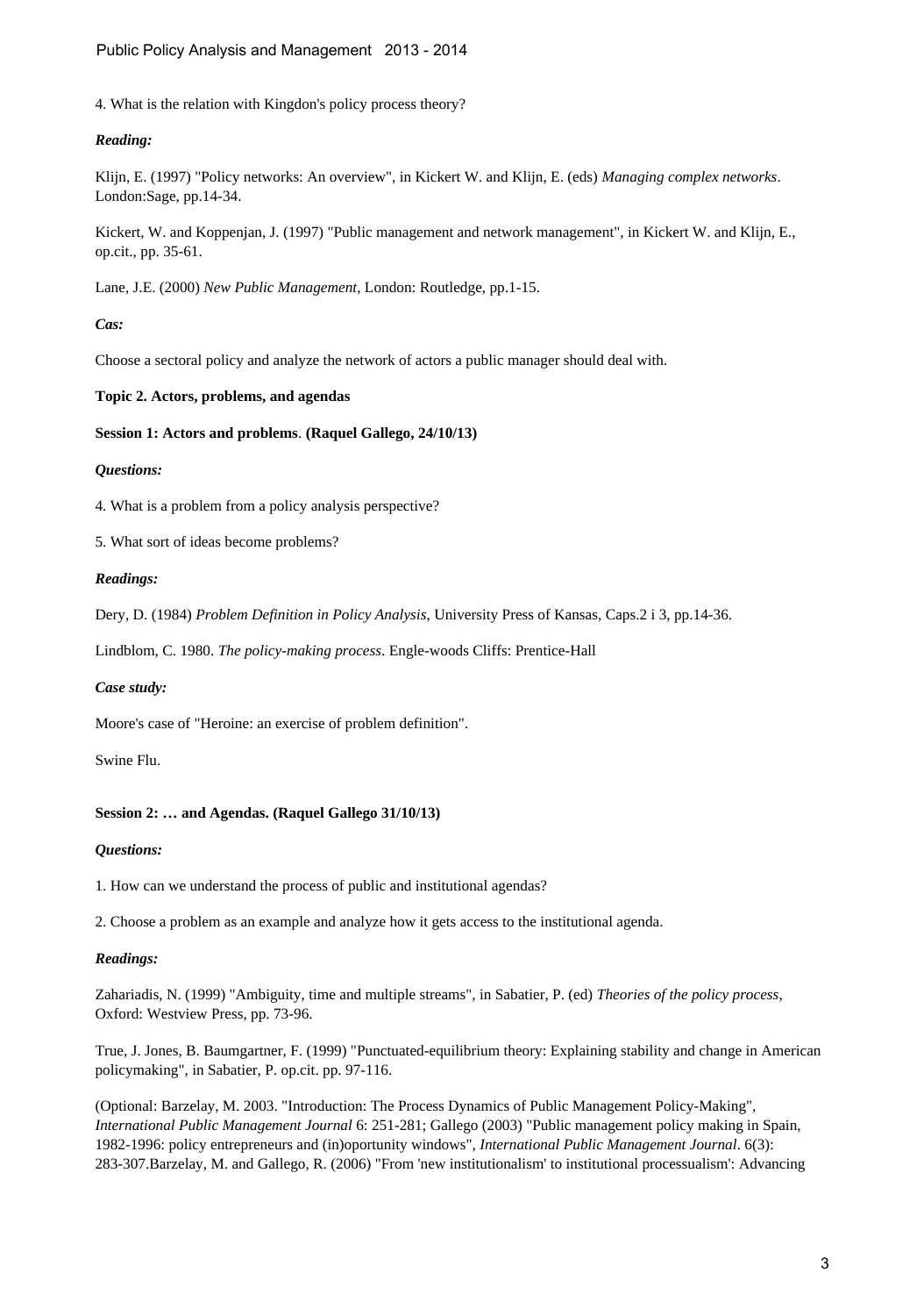4. What is the relation with Kingdon's policy process theory?

***Reading:***

Klijn, E. (1997) "Policy networks: An overview", in Kickert W. and Klijn, E. (eds) *Managing complex networks*. London:Sage, pp.14-34.

Kickert, W. and Koppenjan, J. (1997) "Public management and network management", in Kickert W. and Klijn, E., op.cit., pp. 35-61.

Lane, J.E. (2000) *New Public Management*, London: Routledge, pp.1-15.

***Cas:***

Choose a sectoral policy and analyze the network of actors a public manager should deal with.

**Topic 2. Actors, problems, and agendas**

**Session 1: Actors and problems**. **(Raquel Gallego, 24/10/13)**

***Questions:***

4. What is a problem from a policy analysis perspective?

5. What sort of ideas become problems?

***Readings:***

Dery, D. (1984) *Problem Definition in Policy Analysis*, University Press of Kansas, Caps.2 i 3, pp.14-36.

Lindblom, C. 1980. *The policy-making process*. Engle-woods Cliffs: Prentice-Hall

***Case study:***

Moore's case of "Heroine: an exercise of problem definition".

Swine Flu.

**Session 2: … and Agendas. (Raquel Gallego 31/10/13)**

***Questions:***

1. How can we understand the process of public and institutional agendas?

2. Choose a problem as an example and analyze how it gets access to the institutional agenda.

***Readings:***

Zahariadis, N. (1999) "Ambiguity, time and multiple streams", in Sabatier, P. (ed) *Theories of the policy process*, Oxford: Westview Press, pp. 73-96.

True, J. Jones, B. Baumgartner, F. (1999) "Punctuated-equilibrium theory: Explaining stability and change in American policymaking", in Sabatier, P. op.cit. pp. 97-116.

(Optional: Barzelay, M. 2003. "Introduction: The Process Dynamics of Public Management Policy-Making", *International Public Management Journal* 6: 251-281; Gallego (2003) "Public management policy making in Spain, 1982-1996: policy entrepreneurs and (in)oportunity windows", *International Public Management Journal*. 6(3): 283-307.Barzelay, M. and Gallego, R. (2006) "From 'new institutionalism' to institutional processualism': Advancing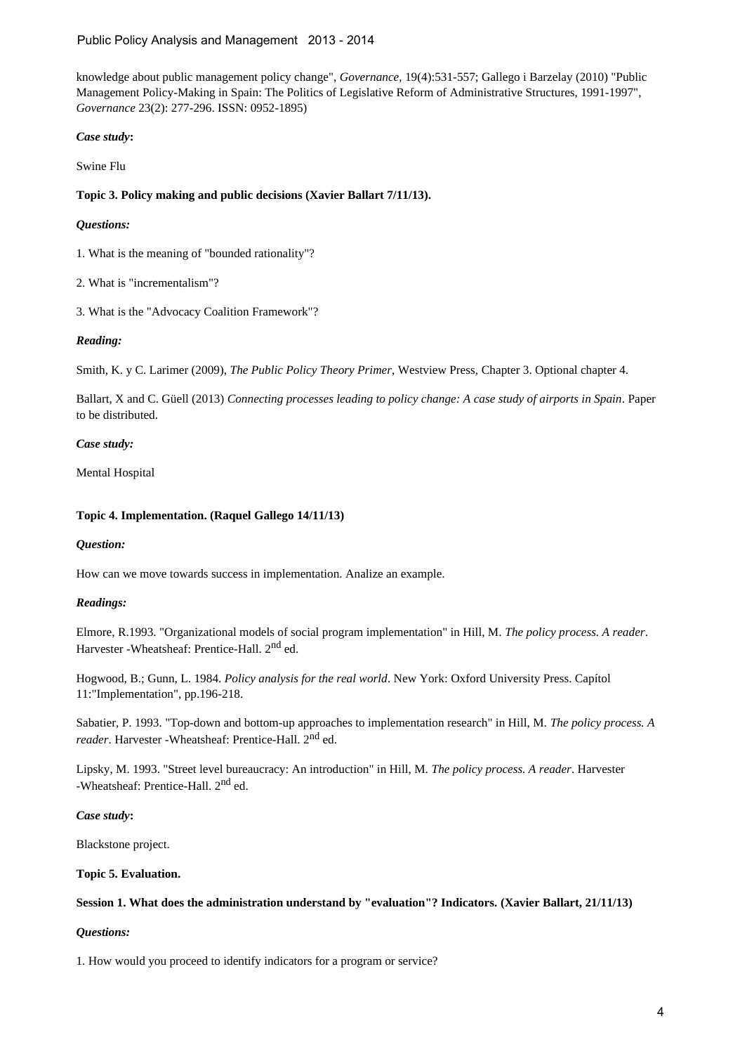knowledge about public management policy change", *Governance*, 19(4):531-557; Gallego i Barzelay (2010) "Public Management Policy-Making in Spain: The Politics of Legislative Reform of Administrative Structures, 1991-1997", *Governance* 23(2): 277-296. ISSN: 0952-1895)

***Case study*:**

Swine Flu

**Topic 3. Policy making and public decisions (Xavier Ballart 7/11/13).**

***Questions:***

1. What is the meaning of "bounded rationality"?

2. What is "incrementalism"?

3. What is the "Advocacy Coalition Framework"?

***Reading:***

Smith, K. y C. Larimer (2009), *The Public Policy Theory Primer*, Westview Press, Chapter 3. Optional chapter 4.

Ballart, X and C. Güell (2013) *Connecting processes leading to policy change: A case study of airports in Spain*. Paper to be distributed.

***Case study:***

Mental Hospital

**Topic 4. Implementation. (Raquel Gallego 14/11/13)**

***Question:***

How can we move towards success in implementation. Analize an example.

***Readings:***

Elmore, R.1993. "Organizational models of social program implementation" in Hill, M. *The policy process. A reader*. Harvester -Wheatsheaf: Prentice-Hall. 2nd ed.

Hogwood, B.; Gunn, L. 1984. *Policy analysis for the real world*. New York: Oxford University Press. Capítol 11:"Implementation", pp.196-218.

Sabatier, P. 1993. "Top-down and bottom-up approaches to implementation research" in Hill, M. *The policy process. A reader*. Harvester -Wheatsheaf: Prentice-Hall. 2nd ed.

Lipsky, M. 1993. "Street level bureaucracy: An introduction" in Hill, M. *The policy process. A reader*. Harvester -Wheatsheaf: Prentice-Hall. 2nd ed.

***Case study*:**

Blackstone project.

**Topic 5. Evaluation.**

**Session 1. What does the administration understand by "evaluation"? Indicators. (Xavier Ballart, 21/11/13)**

***Questions:***

1. How would you proceed to identify indicators for a program or service?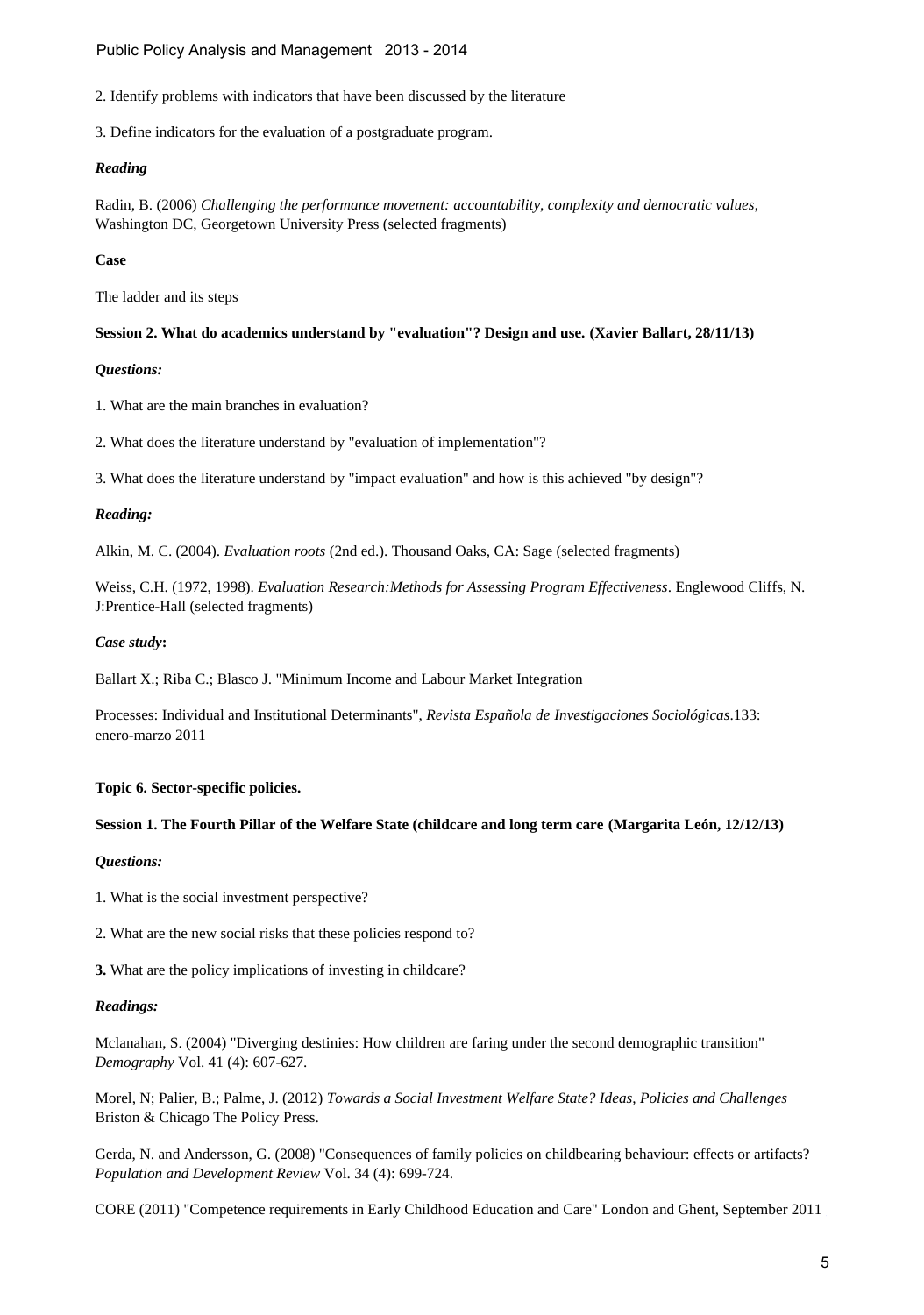2. Identify problems with indicators that have been discussed by the literature

3. Define indicators for the evaluation of a postgraduate program.

***Reading***

Radin, B. (2006) *Challenging the performance movement: accountability, complexity and democratic values*, Washington DC, Georgetown University Press (selected fragments)

**Case**

The ladder and its steps

**Session 2. What do academics understand by "evaluation"? Design and use. (Xavier Ballart, 28/11/13)**

***Questions:***

1. What are the main branches in evaluation?

2. What does the literature understand by "evaluation of implementation"?

3. What does the literature understand by "impact evaluation" and how is this achieved "by design"?

***Reading:***

Alkin, M. C. (2004). *Evaluation roots* (2nd ed.). Thousand Oaks, CA: Sage (selected fragments)

Weiss, C.H. (1972, 1998). *Evaluation Research:Methods for Assessing Program Effectiveness*. Englewood Cliffs, N. J:Prentice-Hall (selected fragments)

***Case study*:**

Ballart X.; Riba C.; Blasco J. "Minimum Income and Labour Market Integration

Processes: Individual and Institutional Determinants", *Revista Española de Investigaciones Sociológicas*.133: enero-marzo 2011

**Topic 6. Sector-specific policies.**

**Session 1. The Fourth Pillar of the Welfare State (childcare and long term care (Margarita León, 12/12/13)**

***Questions:***

1. What is the social investment perspective?

2. What are the new social risks that these policies respond to?

**3.** What are the policy implications of investing in childcare?

***Readings:***

Mclanahan, S. (2004) "Diverging destinies: How children are faring under the second demographic transition" *Demography* Vol. 41 (4): 607-627.

Morel, N; Palier, B.; Palme, J. (2012) *Towards a Social Investment Welfare State? Ideas, Policies and Challenges* Briston & Chicago The Policy Press.

Gerda, N. and Andersson, G. (2008) "Consequences of family policies on childbearing behaviour: effects or artifacts? *Population and Development Review* Vol. 34 (4): 699-724.

CORE (2011) "Competence requirements in Early Childhood Education and Care" London and Ghent, September 2011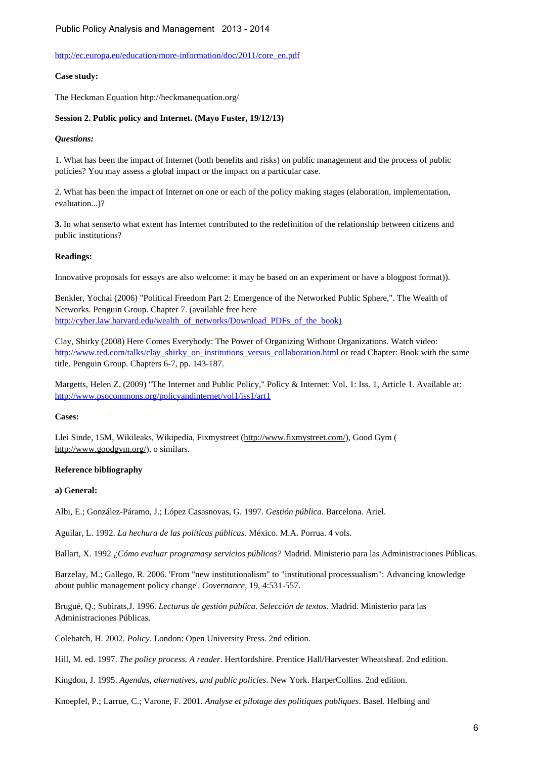http://ec.europa.eu/education/more-information/doc/2011/core_en.pdf

**Case study:**

The Heckman Equation http://heckmanequation.org/

**Session 2. Public policy and Internet. (Mayo Fuster, 19/12/13)**

***Questions:***

1. What has been the impact of Internet (both benefits and risks) on public management and the process of public policies? You may assess a global impact or the impact on a particular case.

2. What has been the impact of Internet on one or each of the policy making stages (elaboration, implementation, evaluation...)?

**3.** In what sense/to what extent has Internet contributed to the redefinition of the relationship between citizens and public institutions?

**Readings:**

Innovative proposals for essays are also welcome: it may be based on an experiment or have a blogpost format)).

Benkler, Yochai (2006) "Political Freedom Part 2: Emergence of the Networked Public Sphere,". The Wealth of Networks. Penguin Group. Chapter 7. (available free here http://cyber.law.harvard.edu/wealth_of_networks/Download_PDFs_of_the_book)

Clay, Shirky (2008) Here Comes Everybody: The Power of Organizing Without Organizations. Watch video: http://www.ted.com/talks/clay_shirky_on_institutions_versus_collaboration.html or read Chapter: Book with the same title. Penguin Group. Chapters 6-7, pp. 143-187.

Margetts, Helen Z. (2009) "The Internet and Public Policy," Policy & Internet: Vol. 1: Iss. 1, Article 1. Available at: http://www.psocommons.org/policyandinternet/vol1/iss1/art1

**Cases:**

Llei Sinde, 15M, Wikileaks, Wikipedia, Fixmystreet (http://www.fixmystreet.com/), Good Gym ( http://www.goodgym.org/), o similars.

**Reference bibliography**

**a) General:**

Albi, E.; González-Páramo, J.; López Casasnovas, G. 1997. *Gestión pública*. Barcelona. Ariel.

Aguilar, L. 1992. *La hechura de las políticas públicas*. México. M.A. Porrua. 4 vols.

Ballart, X. 1992 *¿Cómo evaluar programasy servicios públicos?* Madrid. Ministerio para las Administraciones Públicas.

Barzelay, M.; Gallego, R. 2006. 'From "new institutionalism" to "institutional processualism": Advancing knowledge about public management policy change'. *Governance*, 19, 4:531-557.

Brugué, Q.; Subirats,J. 1996. *Lecturas de gestión pública*. *Selección de textos.* Madrid. Ministerio para las Administraciones Públicas.

Colebatch, H. 2002. *Policy*. London: Open University Press. 2nd edition.

Hill, M. ed. 1997. *The policy process. A reader*. Hertfordshire. Prentice Hall/Harvester Wheatsheaf. 2nd edition.

Kingdon, J. 1995. *Agendas, alternatives, and public policies*. New York. HarperCollins. 2nd edition.

Knoepfel, P.; Larrue, C.; Varone, F. 2001. *Analyse et pilotage des politiques publiques*. Basel. Helbing and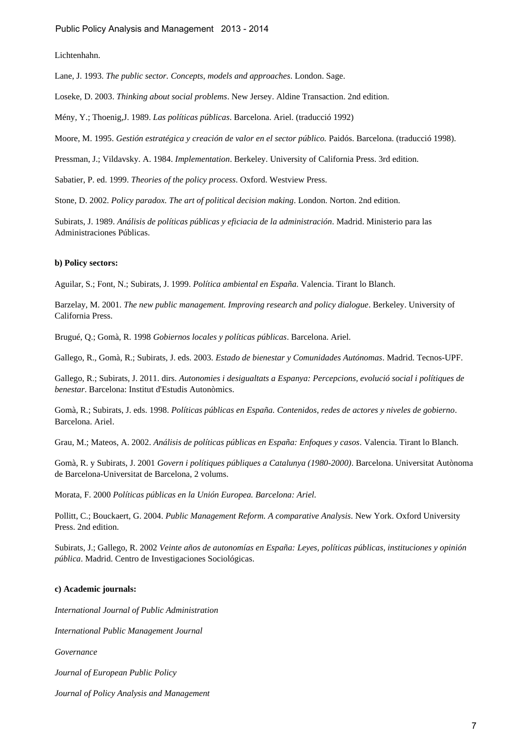Lichtenhahn.

Lane, J. 1993. *The public sector. Concepts, models and approaches*. London. Sage.

Loseke, D. 2003. *Thinking about social problems*. New Jersey. Aldine Transaction. 2nd edition.

Mény, Y.; Thoenig,J. 1989. *Las políticas públicas*. Barcelona. Ariel. (traducció 1992)

Moore, M. 1995. *Gestión estratégica y creación de valor en el sector público.* Paidós. Barcelona. (traducció 1998).

Pressman, J.; Vildavsky. A. 1984. *Implementation*. Berkeley. University of California Press. 3rd edition.

Sabatier, P. ed. 1999. *Theories of the policy process*. Oxford. Westview Press.

Stone, D. 2002. *Policy paradox. The art of political decision making*. London. Norton. 2nd edition.

Subirats, J. 1989. *Análisis de políticas públicas y eficiacia de la administración*. Madrid. Ministerio para las Administraciones Públicas.

**b) Policy sectors:**

Aguilar, S.; Font, N.; Subirats, J. 1999. *Política ambiental en España*. Valencia. Tirant lo Blanch.

Barzelay, M. 2001. *The new public management. Improving research and policy dialogue*. Berkeley. University of California Press.

Brugué, Q.; Gomà, R. 1998 *Gobiernos locales y políticas públicas*. Barcelona. Ariel.

Gallego, R., Gomà, R.; Subirats, J. eds. 2003. *Estado de bienestar y Comunidades Autónomas*. Madrid. Tecnos-UPF.

Gallego, R.; Subirats, J. 2011. dirs. *Autonomies i desigualtats a Espanya: Percepcions, evolució social i polítiques de benestar*. Barcelona: Institut d'Estudis Autonòmics.

Gomà, R.; Subirats, J. eds. 1998. *Políticas públicas en España. Contenidos, redes de actores y niveles de gobierno*. Barcelona. Ariel.

Grau, M.; Mateos, A. 2002. *Análisis de políticas públicas en España: Enfoques y casos*. Valencia. Tirant lo Blanch.

Gomà, R. y Subirats, J. 2001 *Govern i polítiques públiques a Catalunya (1980-2000)*. Barcelona. Universitat Autònoma de Barcelona-Universitat de Barcelona, 2 volums.

Morata, F. 2000 *Políticas públicas en la Unión Europea. Barcelona: Ariel.*

Pollitt, C.; Bouckaert, G. 2004. *Public Management Reform. A comparative Analysis*. New York. Oxford University Press. 2nd edition.

Subirats, J.; Gallego, R. 2002 *Veinte años de autonomías en España: Leyes, políticas públicas, instituciones y opinión pública*. Madrid. Centro de Investigaciones Sociológicas.

**c) Academic journals:**

*International Journal of Public Administration*

*International Public Management Journal*

*Governance*

*Journal of European Public Policy*

*Journal of Policy Analysis and Management*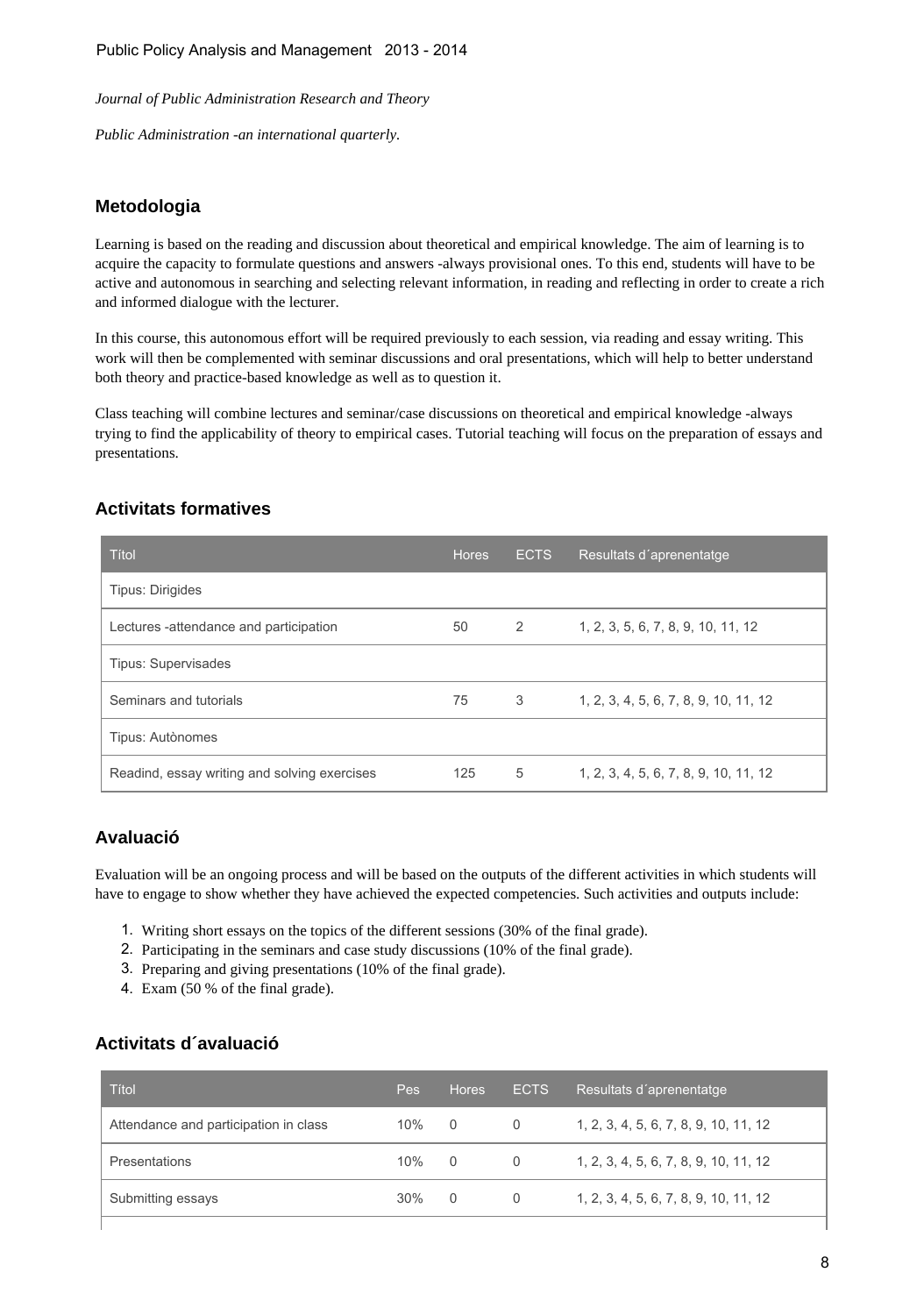*Journal of Public Administration Research and Theory*

*Public Administration -an international quarterly.*

## Metodologia

Learning is based on the reading and discussion about theoretical and empirical knowledge. The aim of learning is to acquire the capacity to formulate questions and answers -always provisional ones. To this end, students will have to be active and autonomous in searching and selecting relevant information, in reading and reflecting in order to create a rich and informed dialogue with the lecturer.

In this course, this autonomous effort will be required previously to each session, via reading and essay writing. This work will then be complemented with seminar discussions and oral presentations, which will help to better understand both theory and practice-based knowledge as well as to question it.

Class teaching will combine lectures and seminar/case discussions on theoretical and empirical knowledge -always trying to find the applicability of theory to empirical cases. Tutorial teaching will focus on the preparation of essays and presentations.

## Activitats formatives

| Títol | Hores | ECTS | Resultats d´aprenentatge |
|---|---|---|---|
| Tipus: Dirigides | | | |
| Lectures -attendance and participation | 50 | 2 | 1, 2, 3, 5, 6, 7, 8, 9, 10, 11, 12 |
| Tipus: Supervisades | | | |
| Seminars and tutorials | 75 | 3 | 1, 2, 3, 4, 5, 6, 7, 8, 9, 10, 11, 12 |
| Tipus: Autònomes | | | |
| Readind, essay writing and solving exercises | 125 | 5 | 1, 2, 3, 4, 5, 6, 7, 8, 9, 10, 11, 12 |

## Avaluació

Evaluation will be an ongoing process and will be based on the outputs of the different activities in which students will have to engage to show whether they have achieved the expected competencies. Such activities and outputs include:

1. Writing short essays on the topics of the different sessions (30% of the final grade).
2. Participating in the seminars and case study discussions (10% of the final grade).
3. Preparing and giving presentations (10% of the final grade).
4. Exam (50 % of the final grade).

## Activitats d´avaluació

| Títol | Pes | Hores | ECTS | Resultats d´aprenentatge |
|---|---|---|---|---|
| Attendance and participation in class | 10% | 0 | 0 | 1, 2, 3, 4, 5, 6, 7, 8, 9, 10, 11, 12 |
| Presentations | 10% | 0 | 0 | 1, 2, 3, 4, 5, 6, 7, 8, 9, 10, 11, 12 |
| Submitting essays | 30% | 0 | 0 | 1, 2, 3, 4, 5, 6, 7, 8, 9, 10, 11, 12 |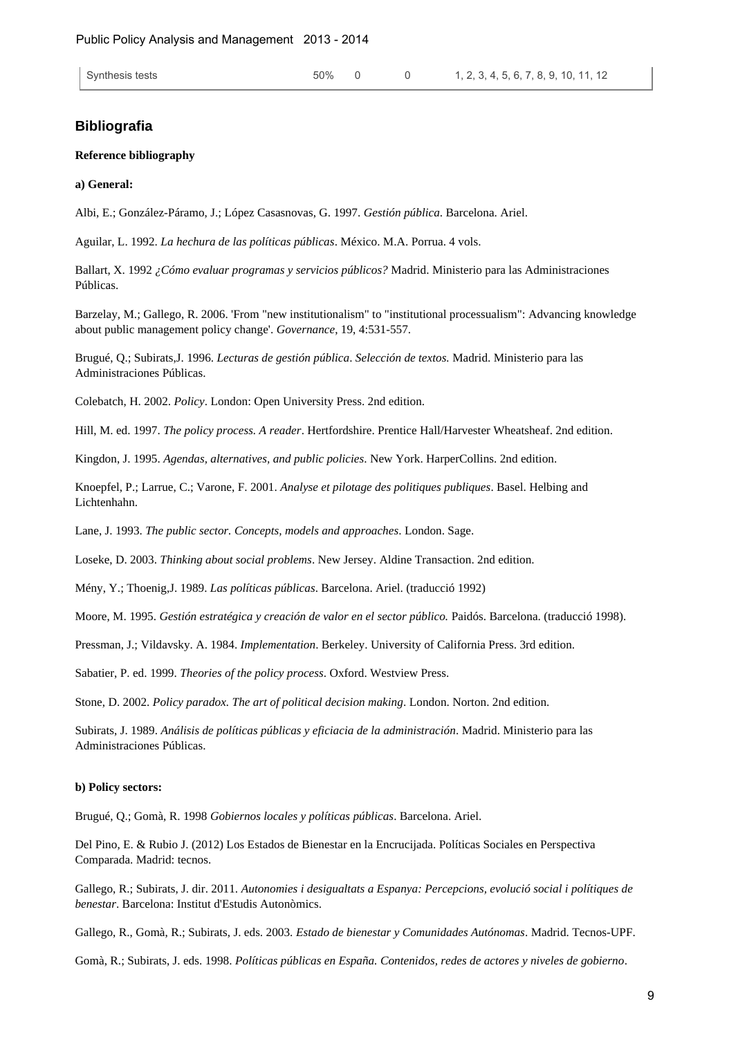| Synthesis tests | 50% | 0 | 0 | 1, 2, 3, 4, 5, 6, 7, 8, 9, 10, 11, 12 |
|---|---|---|---|---|

## Bibliografia

**Reference bibliography**

**a) General:**

Albi, E.; González-Páramo, J.; López Casasnovas, G. 1997. *Gestión pública*. Barcelona. Ariel.

Aguilar, L. 1992. *La hechura de las políticas públicas*. México. M.A. Porrua. 4 vols.

Ballart, X. 1992 *¿Cómo evaluar programas y servicios públicos?* Madrid. Ministerio para las Administraciones Públicas.

Barzelay, M.; Gallego, R. 2006. 'From "new institutionalism" to "institutional processualism": Advancing knowledge about public management policy change'. *Governance*, 19, 4:531-557.

Brugué, Q.; Subirats,J. 1996. *Lecturas de gestión pública*. *Selección de textos.* Madrid. Ministerio para las Administraciones Públicas.

Colebatch, H. 2002. *Policy*. London: Open University Press. 2nd edition.

Hill, M. ed. 1997. *The policy process. A reader*. Hertfordshire. Prentice Hall/Harvester Wheatsheaf. 2nd edition.

Kingdon, J. 1995. *Agendas, alternatives, and public policies*. New York. HarperCollins. 2nd edition.

Knoepfel, P.; Larrue, C.; Varone, F. 2001. *Analyse et pilotage des politiques publiques*. Basel. Helbing and Lichtenhahn.

Lane, J. 1993. *The public sector. Concepts, models and approaches*. London. Sage.

Loseke, D. 2003. *Thinking about social problems*. New Jersey. Aldine Transaction. 2nd edition.

Mény, Y.; Thoenig,J. 1989. *Las políticas públicas*. Barcelona. Ariel. (traducció 1992)

Moore, M. 1995. *Gestión estratégica y creación de valor en el sector público.* Paidós. Barcelona. (traducció 1998).

Pressman, J.; Vildavsky. A. 1984. *Implementation*. Berkeley. University of California Press. 3rd edition.

Sabatier, P. ed. 1999. *Theories of the policy process*. Oxford. Westview Press.

Stone, D. 2002. *Policy paradox. The art of political decision making*. London. Norton. 2nd edition.

Subirats, J. 1989. *Análisis de políticas públicas y eficiacia de la administración*. Madrid. Ministerio para las Administraciones Públicas.

**b) Policy sectors:**

Brugué, Q.; Gomà, R. 1998 *Gobiernos locales y políticas públicas*. Barcelona. Ariel.

Del Pino, E. & Rubio J. (2012) Los Estados de Bienestar en la Encrucijada. Políticas Sociales en Perspectiva Comparada. Madrid: tecnos.

Gallego, R.; Subirats, J. dir. 2011. *Autonomies i desigualtats a Espanya: Percepcions, evolució social i polítiques de benestar*. Barcelona: Institut d'Estudis Autonòmics.

Gallego, R., Gomà, R.; Subirats, J. eds. 2003. *Estado de bienestar y Comunidades Autónomas*. Madrid. Tecnos-UPF.

Gomà, R.; Subirats, J. eds. 1998. *Políticas públicas en España. Contenidos, redes de actores y niveles de gobierno*.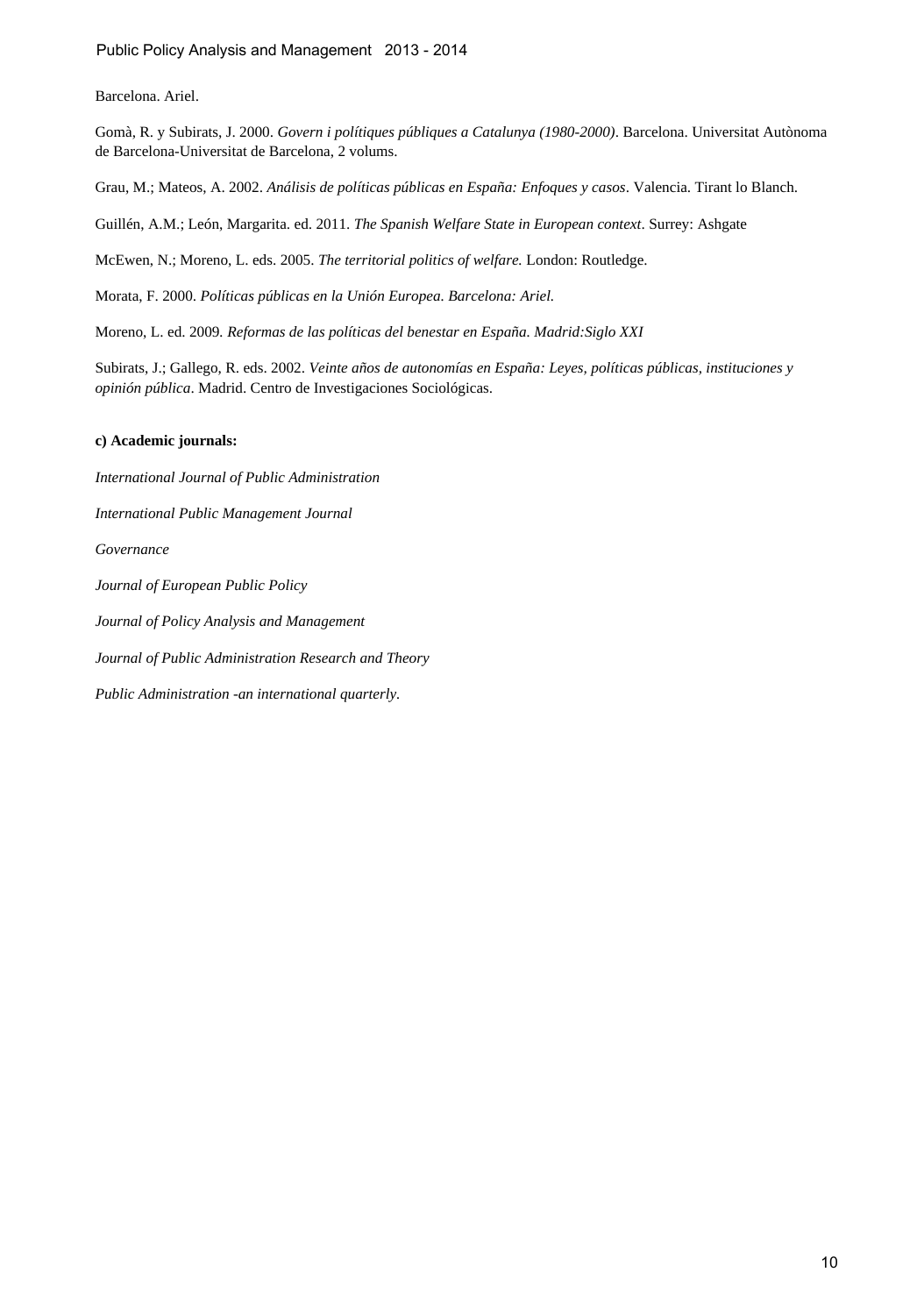Barcelona. Ariel.

Gomà, R. y Subirats, J. 2000. *Govern i polítiques públiques a Catalunya (1980-2000)*. Barcelona. Universitat Autònoma de Barcelona-Universitat de Barcelona, 2 volums.

Grau, M.; Mateos, A. 2002. *Análisis de políticas públicas en España: Enfoques y casos*. Valencia. Tirant lo Blanch.

Guillén, A.M.; León, Margarita. ed. 2011. *The Spanish Welfare State in European context*. Surrey: Ashgate

McEwen, N.; Moreno, L. eds. 2005. *The territorial politics of welfare.* London: Routledge.

Morata, F. 2000. *Políticas públicas en la Unión Europea. Barcelona: Ariel.*

Moreno, L. ed. 2009*. Reformas de las políticas del benestar en España. Madrid:Siglo XXI*

Subirats, J.; Gallego, R. eds. 2002. *Veinte años de autonomías en España: Leyes, políticas públicas, instituciones y opinión pública*. Madrid. Centro de Investigaciones Sociológicas.

**c) Academic journals:**

*International Journal of Public Administration*

*International Public Management Journal*

*Governance*

*Journal of European Public Policy*

*Journal of Policy Analysis and Management*

*Journal of Public Administration Research and Theory*

*Public Administration -an international quarterly.*